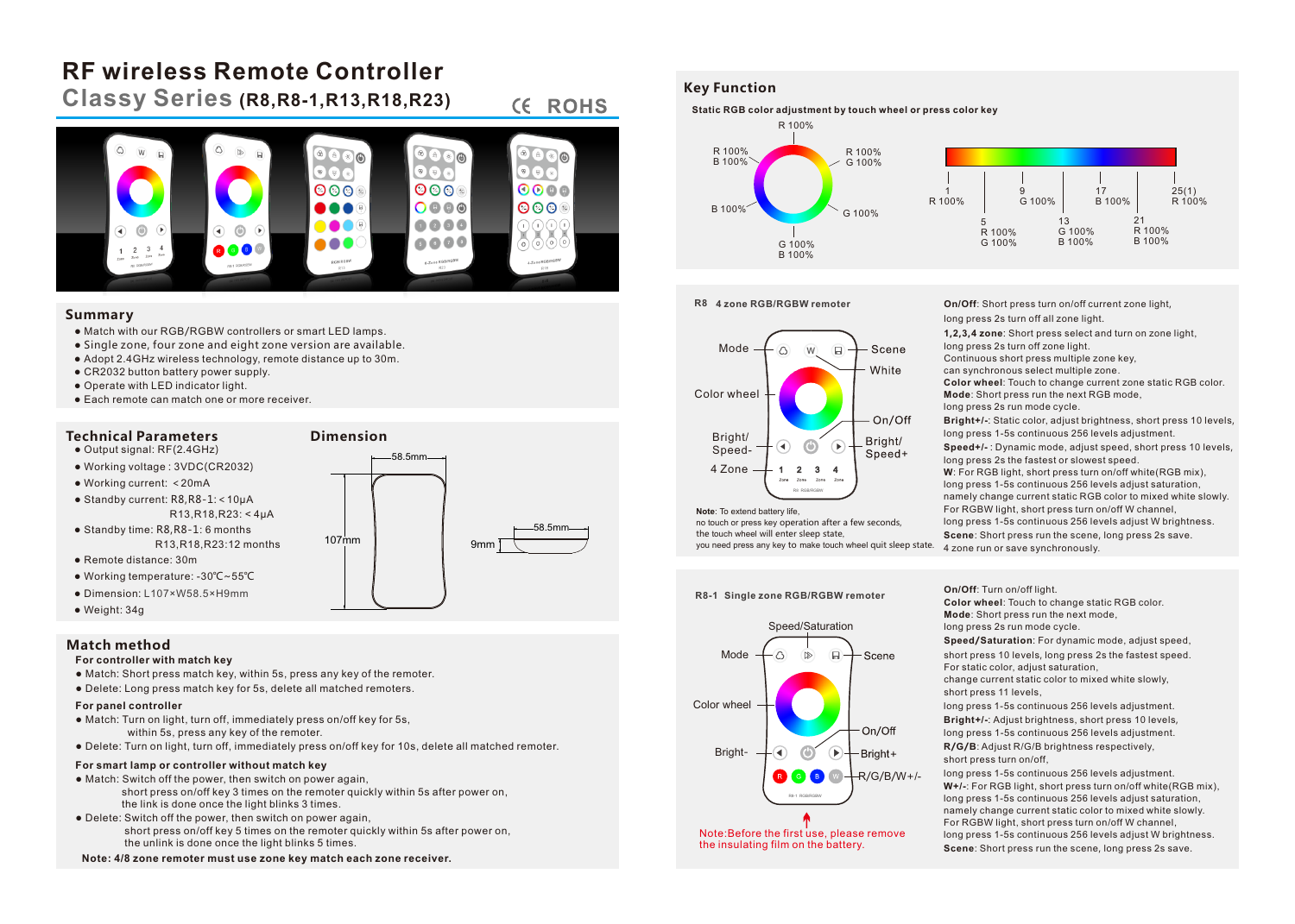# RF wireless Remote Controller

## Classy Series (R8,R8-1,R13,R18,R23)

CE ROHS

## Summary

- Match with our RGB/RGBW controllers or smart LED lamps.
- Single zone, four zone and eight zone version are available.
- Adopt 2.4GHz wireless technology, remote distance up to 30m.
- CR2032 button battery power supply.
- Operate with LED indicator light.
- Each remote can match one or more receiver.

## Technical Parameters

- Output signal: RF(2.4GHz)
- Working voltage : 3VDC(CR2032)
- Working current: <20mA
- Standby current: R8,R8-1: < 10μA
  R13,R18,R23: < 4μA
- Standby time: R8,R8-1: 6 months
  R13,R18,R23:12 months
- Remote distance: 30m
- Working temperature: -30℃~55℃
- Dimension: L107×W58.5×H9mm
- Weight: 34g

## Dimension

58.5mm, 107mm, 58.5mm, 9mm

## Match method

**For controller with match key**

- Match: Short press match key, within 5s, press any key of the remote.
- Delete: Long press match key for 5s, delete all matched remoters.

**For panel controller**

- Match: Turn on light, turn off, immediately press on/off key for 5s, within 5s, press any key of the remote.
- Delete: Turn on light, turn off, immediately press on/off key for 10s, delete all matched remoter.

**For smart lamp or controller without match key**

- Match: Switch off the power, then switch on power again, short press on/off key 3 times on the remoter quickly within 5s after power on, the link is done once the light blinks 3 times.
- Delete: Switch off the power, then switch on power again, short press on/off key 5 times on the remoter quickly within 5s after power on, the unlink is done once the light blinks 5 times.

**Note: 4/8 zone remoter must use zone key match each zone receiver.**

## Key Function

**Static RGB color adjustment by touch wheel or press color key**

Color wheel: R 100% (top); R 100% G 100%; G 100%; G 100% B 100% (bottom); B 100%; R 100% B 100%

Color bar: 1 R 100%; 5 R 100% G 100%; 9 G 100%; 13 G 100% B 100%; 17 B 100%; 21 R 100% B 100%; 25(1) R 100%

### R8 4 zone RGB/RGBW remoter

Labels: Mode, Scene, White, Color wheel, On/Off, Bright/Speed-, Bright/Speed+, 4 Zone

**Note**: To extend battery life, no touch or press key operation after a few seconds, the touch wheel will enter sleep state, you need press any key to make touch wheel quit sleep state.

**On/Off**: Short press turn on/off current zone light, long press 2s turn off all zone light.
**1,2,3,4 zone**: Short press select and turn on zone light, long press 2s turn off zone light. Continuous short press multiple zone key, can synchronous select multiple zone.
**Color wheel**: Touch to change current zone static RGB color.
**Mode**: Short press run the next RGB mode, long press 2s run mode cycle.
**Bright+/-**: Static color, adjust brightness, short press 10 levels, long press 1-5s continuous 256 levels adjustment.
**Speed+/-** : Dynamic mode, adjust speed, short press 10 levels, long press 2s the fastest or slowest speed.
**W**: For RGB light, short press turn on/off white(RGB mix), long press 1-5s continuous 256 levels adjust saturation, namely change current static RGB color to mixed white slowly. For RGBW light, short press turn on/off W channel, long press 1-5s continuous 256 levels adjust W brightness.
**Scene**: Short press run the scene, long press 2s save. 4 zone run or save synchronously.

### R8-1 Single zone RGB/RGBW remoter

Labels: Speed/Saturation, Mode, Scene, Color wheel, On/Off, Bright-, Bright+, R/G/B/W+/-

Note:Before the first use, please remove the insulating film on the battery.

**On/Off**: Turn on/off light.
**Color wheel**: Touch to change static RGB color.
**Mode**: Short press run the next mode, long press 2s run mode cycle.
**Speed/Saturation**: For dynamic mode, adjust speed, short press 10 levels, long press 2s the fastest speed. For static color, adjust saturation, change current static color to mixed white slowly, short press 11 levels, long press 1-5s continuous 256 levels adjustment.
**Bright+/-**: Adjust brightness, short press 10 levels, long press 1-5s continuous 256 levels adjustment.
**R/G/B**: Adjust R/G/B brightness respectively, short press turn on/off, long press 1-5s continuous 256 levels adjustment.
**W+/-**: For RGB light, short press turn on/off white(RGB mix), long press 1-5s continuous 256 levels adjust saturation, namely change current static color to mixed white slowly. For RGBW light, short press turn on/off W channel, long press 1-5s continuous 256 levels adjust W brightness.
**Scene**: Short press run the scene, long press 2s save.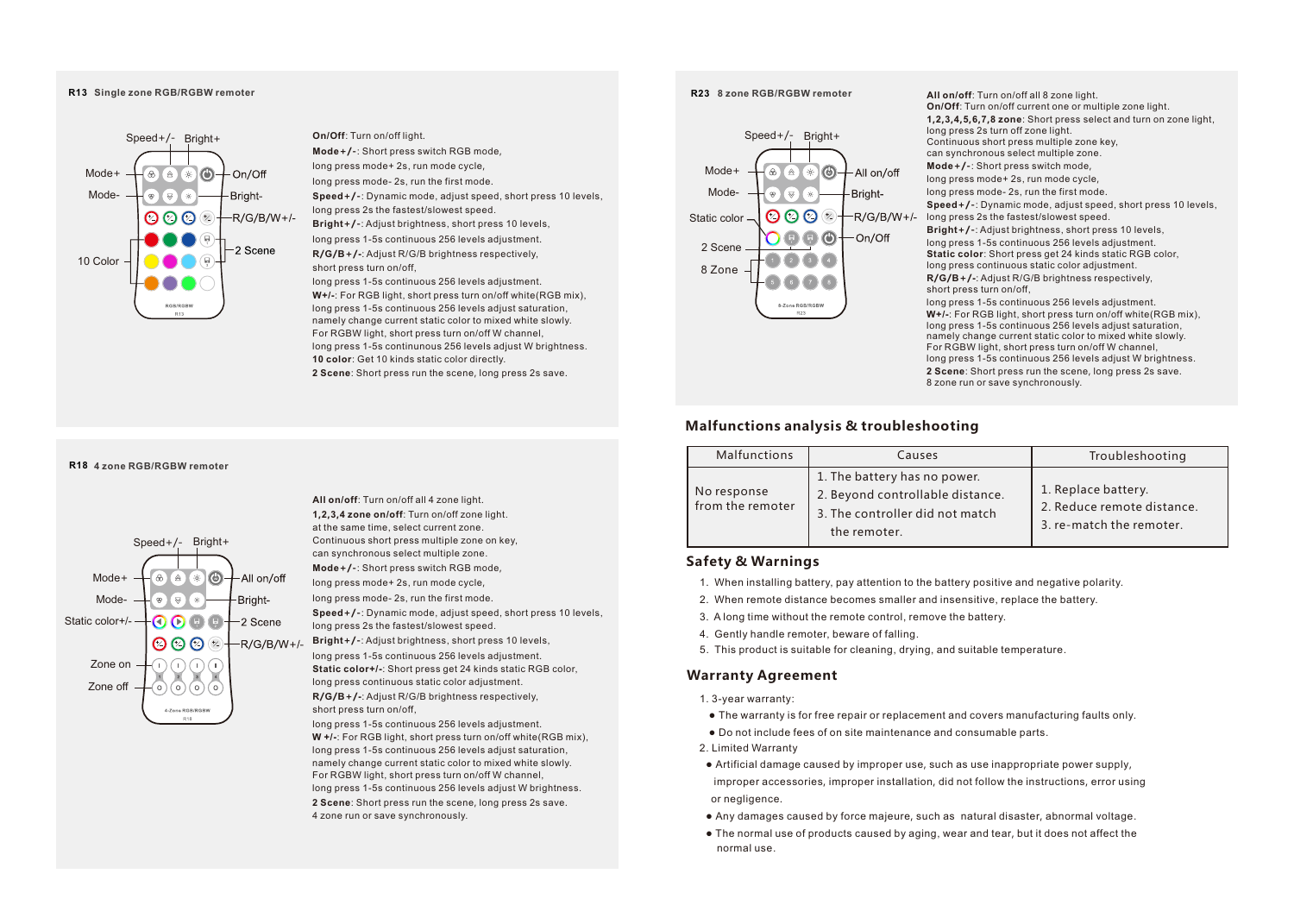## R13 Single zone RGB/RGBW remoter

Speed+/- Bright+
Mode+ On/Off
Mode- Bright-
R/G/B/W+/-
2 Scene
10 Color

**On/Off**: Turn on/off light.
**Mode+/-**: Short press switch RGB mode,
long press mode+ 2s, run mode cycle,
long press mode- 2s, run the first mode.
**Speed+/-**: Dynamic mode, adjust speed, short press 10 levels,
long press 2s the fastest/slowest speed.
**Bright+/-**: Adjust brightness, short press 10 levels,
long press 1-5s continuous 256 levels adjustment.
**R/G/B+/-**: Adjust R/G/B brightness respectively,
short press turn on/off,
long press 1-5s continuous 256 levels adjustment.
**W+/-**: For RGB light, short press turn on/off white(RGB mix),
long press 1-5s continuous 256 levels adjust saturation,
namely change current static color to mixed white slowly.
For RGBW light, short press turn on/off W channel,
long press 1-5s continuous 256 levels adjust W brightness.
**10 color**: Get 10 kinds static color directly.
**2 Scene**: Short press run the scene, long press 2s save.

## R18 4 zone RGB/RGBW remoter

Speed+/- Bright+
Mode+ All on/off
Mode- Bright-
Static color+/- 2 Scene
R/G/B/W+/-
Zone on
Zone off

**All on/off**: Turn on/off all 4 zone light.
**1,2,3,4 zone on/off**: Turn on/off zone light.
at the same time, select current zone.
Continuous short press multiple zone on key,
can synchronous select multiple zone.
**Mode+/-**: Short press switch RGB mode,
long press mode+ 2s, run mode cycle,
long press mode- 2s, run the first mode.
**Speed+/-**: Dynamic mode, adjust speed, short press 10 levels,
long press 2s the fastest/slowest speed.
**Bright+/-**: Adjust brightness, short press 10 levels,
long press 1-5s continuous 256 levels adjustment.
**Static color+/-**: Short press get 24 kinds static RGB color,
long press continuous static color adjustment.
**R/G/B+/-**: Adjust R/G/B brightness respectively,
short press turn on/off,
long press 1-5s continuous 256 levels adjustment.
**W +/-**: For RGB light, short press turn on/off white(RGB mix),
long press 1-5s continuous 256 levels adjust saturation,
namely change current static color to mixed white slowly.
For RGBW light, short press turn on/off W channel,
long press 1-5s continuous 256 levels adjust W brightness.
**2 Scene**: Short press run the scene, long press 2s save.
4 zone run or save synchronously.

## R23 8 zone RGB/RGBW remoter

Speed+/- Bright+
Mode+ All on/off
Mode- Bright-
Static color R/G/B/W+/-
2 Scene On/Off
8 Zone

**All on/off**: Turn on/off all 8 zone light.
**On/Off**: Turn on/off current one or multiple zone light.
**1,2,3,4,5,6,7,8 zone**: Short press select and turn on zone light,
long press 2s turn off zone light.
Continuous short press multiple zone key,
can synchronous select multiple zone.
**Mode+/-**: Short press switch mode,
long press mode+ 2s, run mode cycle,
long press mode- 2s, run the first mode.
**Speed+/-**: Dynamic mode, adjust speed, short press 10 levels,
long press 2s the fastest/slowest speed.
**Bright+/-**: Adjust brightness, short press 10 levels,
long press 1-5s continuous 256 levels adjustment.
**Static color**: Short press get 24 kinds static RGB color,
long press continuous static color adjustment.
**R/G/B+/-**: Adjust R/G/B brightness respectively,
short press turn on/off,
long press 1-5s continuous 256 levels adjustment.
**W+/-**: For RGB light, short press turn on/off white(RGB mix),
long press 1-5s continuous 256 levels adjust saturation,
namely change current static color to mixed white slowly.
For RGBW light, short press turn on/off W channel,
long press 1-5s continuous 256 levels adjust W brightness.
**2 Scene**: Short press run the scene, long press 2s save.
8 zone run or save synchronously.

## Malfunctions analysis & troubleshooting

| Malfunctions | Causes | Troubleshooting |
|---|---|---|
| No response from the remoter | 1. The battery has no power.<br>2. Beyond controllable distance.<br>3. The controller did not match the remoter. | 1. Replace battery.<br>2. Reduce remote distance.<br>3. re-match the remoter. |

## Safety & Warnings

1. When installing battery, pay attention to the battery positive and negative polarity.
2. When remote distance becomes smaller and insensitive, replace the battery.
3. A long time without the remote control, remove the battery.
4. Gently handle remoter, beware of falling.
5. This product is suitable for cleaning, drying, and suitable temperature.

## Warranty Agreement

1. 3-year warranty:
   - The warranty is for free repair or replacement and covers manufacturing faults only.
   - Do not include fees of on site maintenance and consumable parts.
2. Limited Warranty
   - Artificial damage caused by improper use, such as use inappropriate power supply, improper accessories, improper installation, did not follow the instructions, error using or negligence.
   - Any damages caused by force majeure, such as natural disaster, abnormal voltage.
   - The normal use of products caused by aging, wear and tear, but it does not affect the normal use.